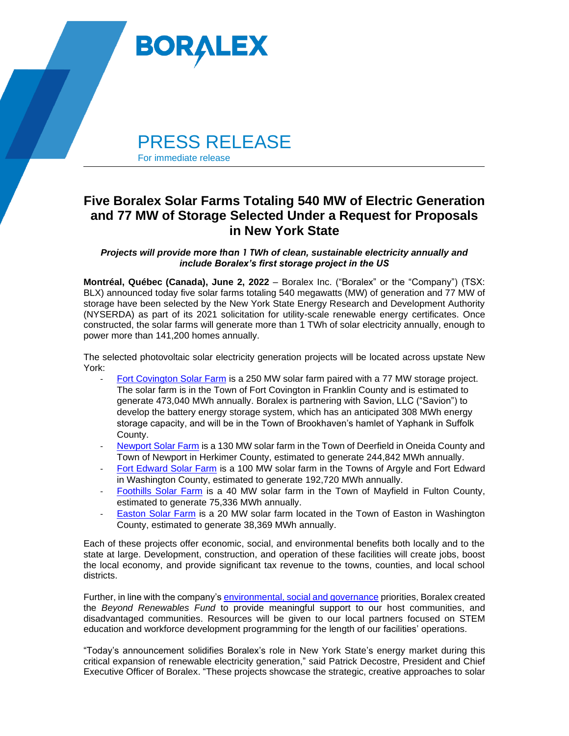BORALEX

PRESS RELEASE

For immediate release

# Five Boralex Solar Farms Totaling 540 MW of Electric Generation and 77 MW of Storage Selected Under a Request for Proposals in New York State

***Projects will provide more than 1 TWh of clean, sustainable electricity annually and include Boralex's first storage project in the US***

**Montréal, Québec (Canada), June 2, 2022** – Boralex Inc. ("Boralex" or the "Company") (TSX: BLX) announced today five solar farms totaling 540 megawatts (MW) of generation and 77 MW of storage have been selected by the New York State Energy Research and Development Authority (NYSERDA) as part of its 2021 solicitation for utility-scale renewable energy certificates. Once constructed, the solar farms will generate more than 1 TWh of solar electricity annually, enough to power more than 141,200 homes annually.

The selected photovoltaic solar electricity generation projects will be located across upstate New York:

- Fort Covington Solar Farm is a 250 MW solar farm paired with a 77 MW storage project. The solar farm is in the Town of Fort Covington in Franklin County and is estimated to generate 473,040 MWh annually. Boralex is partnering with Savion, LLC ("Savion") to develop the battery energy storage system, which has an anticipated 308 MWh energy storage capacity, and will be in the Town of Brookhaven's hamlet of Yaphank in Suffolk County.
- Newport Solar Farm is a 130 MW solar farm in the Town of Deerfield in Oneida County and Town of Newport in Herkimer County, estimated to generate 244,842 MWh annually.
- Fort Edward Solar Farm is a 100 MW solar farm in the Towns of Argyle and Fort Edward in Washington County, estimated to generate 192,720 MWh annually.
- Foothills Solar Farm is a 40 MW solar farm in the Town of Mayfield in Fulton County, estimated to generate 75,336 MWh annually.
- Easton Solar Farm is a 20 MW solar farm located in the Town of Easton in Washington County, estimated to generate 38,369 MWh annually.

Each of these projects offer economic, social, and environmental benefits both locally and to the state at large. Development, construction, and operation of these facilities will create jobs, boost the local economy, and provide significant tax revenue to the towns, counties, and local school districts.

Further, in line with the company's environmental, social and governance priorities, Boralex created the *Beyond Renewables Fund* to provide meaningful support to our host communities, and disadvantaged communities. Resources will be given to our local partners focused on STEM education and workforce development programming for the length of our facilities' operations.

"Today's announcement solidifies Boralex's role in New York State's energy market during this critical expansion of renewable electricity generation," said Patrick Decostre, President and Chief Executive Officer of Boralex. "These projects showcase the strategic, creative approaches to solar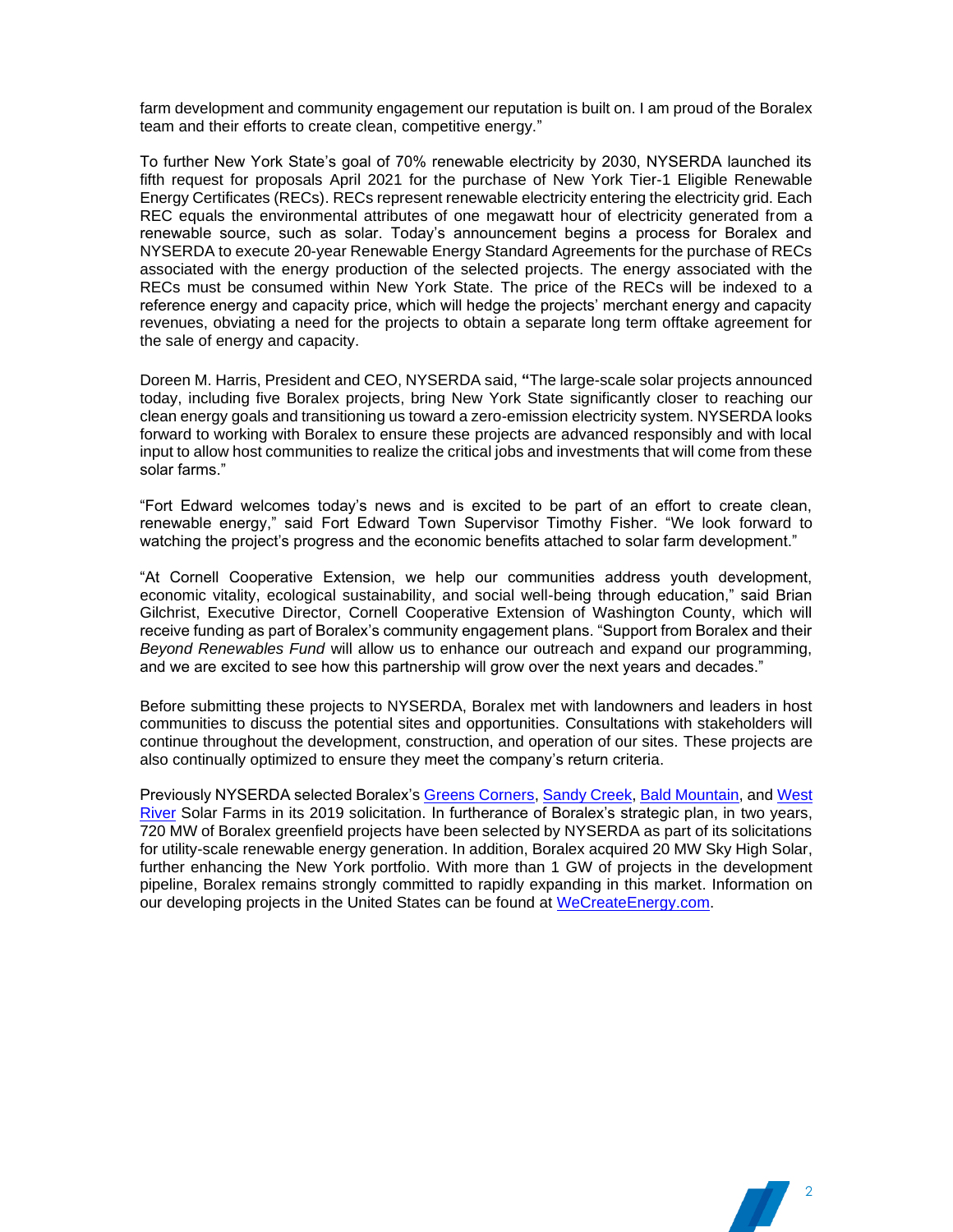farm development and community engagement our reputation is built on. I am proud of the Boralex team and their efforts to create clean, competitive energy."

To further New York State's goal of 70% renewable electricity by 2030, NYSERDA launched its fifth request for proposals April 2021 for the purchase of New York Tier-1 Eligible Renewable Energy Certificates (RECs). RECs represent renewable electricity entering the electricity grid. Each REC equals the environmental attributes of one megawatt hour of electricity generated from a renewable source, such as solar. Today's announcement begins a process for Boralex and NYSERDA to execute 20-year Renewable Energy Standard Agreements for the purchase of RECs associated with the energy production of the selected projects. The energy associated with the RECs must be consumed within New York State. The price of the RECs will be indexed to a reference energy and capacity price, which will hedge the projects' merchant energy and capacity revenues, obviating a need for the projects to obtain a separate long term offtake agreement for the sale of energy and capacity.

Doreen M. Harris, President and CEO, NYSERDA said, **"**The large-scale solar projects announced today, including five Boralex projects, bring New York State significantly closer to reaching our clean energy goals and transitioning us toward a zero-emission electricity system. NYSERDA looks forward to working with Boralex to ensure these projects are advanced responsibly and with local input to allow host communities to realize the critical jobs and investments that will come from these solar farms."

"Fort Edward welcomes today's news and is excited to be part of an effort to create clean, renewable energy," said Fort Edward Town Supervisor Timothy Fisher. "We look forward to watching the project's progress and the economic benefits attached to solar farm development."

"At Cornell Cooperative Extension, we help our communities address youth development, economic vitality, ecological sustainability, and social well-being through education," said Brian Gilchrist, Executive Director, Cornell Cooperative Extension of Washington County, which will receive funding as part of Boralex's community engagement plans. "Support from Boralex and their *Beyond Renewables Fund* will allow us to enhance our outreach and expand our programming, and we are excited to see how this partnership will grow over the next years and decades."

Before submitting these projects to NYSERDA, Boralex met with landowners and leaders in host communities to discuss the potential sites and opportunities. Consultations with stakeholders will continue throughout the development, construction, and operation of our sites. These projects are also continually optimized to ensure they meet the company's return criteria.

Previously NYSERDA selected Boralex's Greens Corners, Sandy Creek, Bald Mountain, and West River Solar Farms in its 2019 solicitation. In furtherance of Boralex's strategic plan, in two years, 720 MW of Boralex greenfield projects have been selected by NYSERDA as part of its solicitations for utility-scale renewable energy generation. In addition, Boralex acquired 20 MW Sky High Solar, further enhancing the New York portfolio. With more than 1 GW of projects in the development pipeline, Boralex remains strongly committed to rapidly expanding in this market. Information on our developing projects in the United States can be found at WeCreateEnergy.com.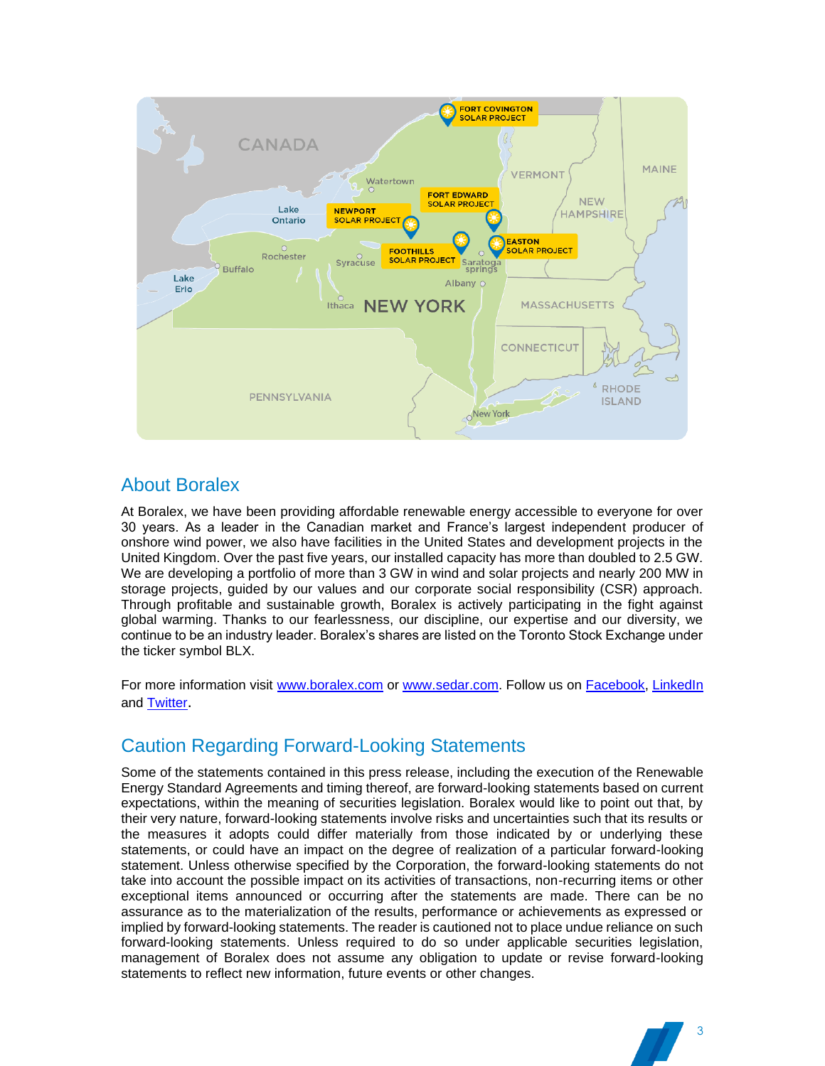## About Boralex

At Boralex, we have been providing affordable renewable energy accessible to everyone for over 30 years. As a leader in the Canadian market and France's largest independent producer of onshore wind power, we also have facilities in the United States and development projects in the United Kingdom. Over the past five years, our installed capacity has more than doubled to 2.5 GW. We are developing a portfolio of more than 3 GW in wind and solar projects and nearly 200 MW in storage projects, guided by our values and our corporate social responsibility (CSR) approach. Through profitable and sustainable growth, Boralex is actively participating in the fight against global warming. Thanks to our fearlessness, our discipline, our expertise and our diversity, we continue to be an industry leader. Boralex's shares are listed on the Toronto Stock Exchange under the ticker symbol BLX.

For more information visit [www.boralex.com](www.boralex.com) or [www.sedar.com](www.sedar.com). Follow us on Facebook, LinkedIn and Twitter.

## Caution Regarding Forward-Looking Statements

Some of the statements contained in this press release, including the execution of the Renewable Energy Standard Agreements and timing thereof, are forward-looking statements based on current expectations, within the meaning of securities legislation. Boralex would like to point out that, by their very nature, forward-looking statements involve risks and uncertainties such that its results or the measures it adopts could differ materially from those indicated by or underlying these statements, or could have an impact on the degree of realization of a particular forward-looking statement. Unless otherwise specified by the Corporation, the forward-looking statements do not take into account the possible impact on its activities of transactions, non-recurring items or other exceptional items announced or occurring after the statements are made. There can be no assurance as to the materialization of the results, performance or achievements as expressed or implied by forward-looking statements. The reader is cautioned not to place undue reliance on such forward-looking statements. Unless required to do so under applicable securities legislation, management of Boralex does not assume any obligation to update or revise forward-looking statements to reflect new information, future events or other changes.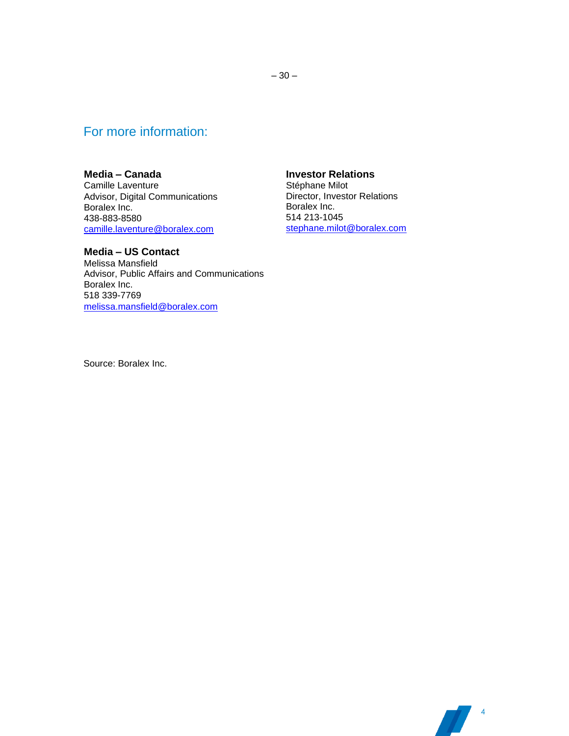– 30 –

## For more information:

**Media – Canada**
Camille Laventure
Advisor, Digital Communications
Boralex Inc.
438-883-8580
camille.laventure@boralex.com

**Media – US Contact**
Melissa Mansfield
Advisor, Public Affairs and Communications
Boralex Inc.
518 339-7769
melissa.mansfield@boralex.com

**Investor Relations**
Stéphane Milot
Director, Investor Relations
Boralex Inc.
514 213-1045
stephane.milot@boralex.com

Source: Boralex Inc.